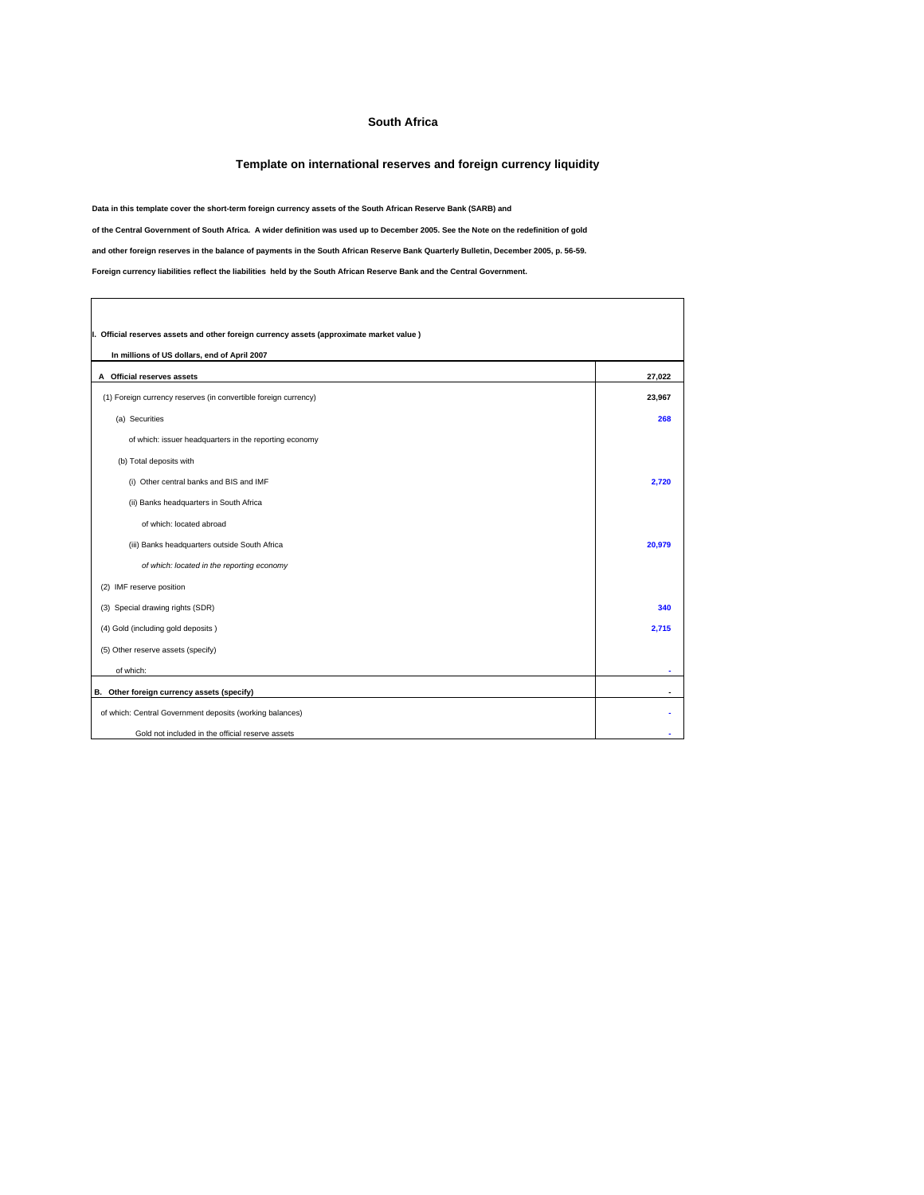# South Africa

## Template on international reserves and foreign currency liquidity

**Data in this template cover the short-term foreign currency assets of the South African Reserve Bank (SARB) and**

**of the Central Government of South Africa. A wider definition was used up to December 2005. See the Note on the redefinition of gold**

**and other foreign reserves in the balance of payments in the South African Reserve Bank Quarterly Bulletin, December 2005, p. 56-59.**

**Foreign currency liabilities reflect the liabilities held by the South African Reserve Bank and the Central Government.**

| **I. Official reserves assets and other foreign currency assets (approximate market value )** | |
|---|---|
| **In millions of US dollars, end of April 2007** | |
| **A Official reserves assets** | **27,022** |
| (1) Foreign currency reserves (in convertible foreign currency) | **23,967** |
| (a) Securities | **268** |
| of which: issuer headquarters in the reporting economy | |
| (b) Total deposits with | |
| (i) Other central banks and BIS and IMF | **2,720** |
| (ii) Banks headquarters in South Africa | |
| of which: located abroad | |
| (iii) Banks headquarters outside South Africa | **20,979** |
| *of which: located in the reporting economy* | |
| (2) IMF reserve position | |
| (3) Special drawing rights (SDR) | **340** |
| (4) Gold (including gold deposits ) | **2,715** |
| (5) Other reserve assets (specify) | |
| of which: | - |
| **B. Other foreign currency assets (specify)** | - |
| of which: Central Government deposits (working balances) | - |
| Gold not included in the official reserve assets | - |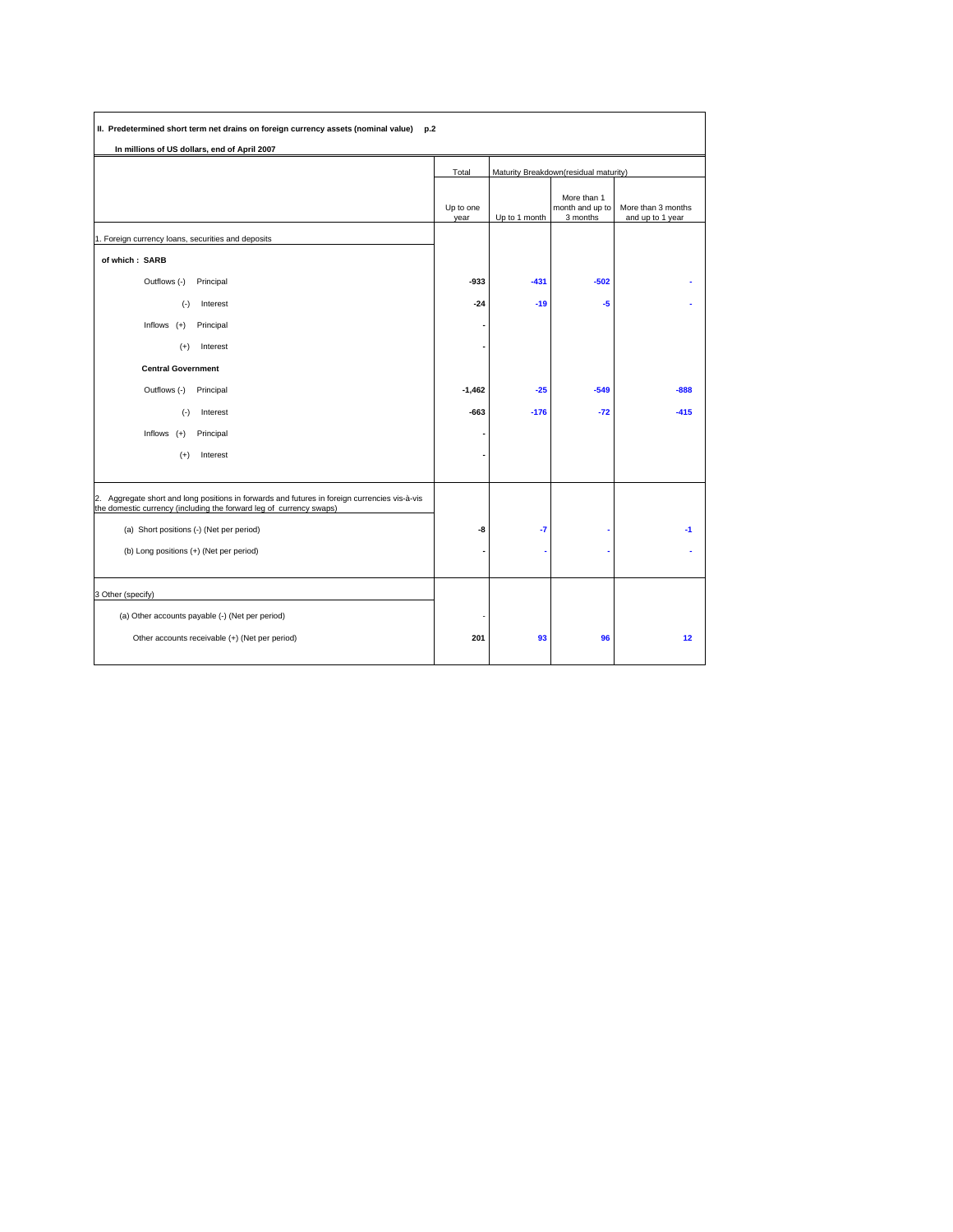**II. Predetermined short term net drains on foreign currency assets (nominal value) p.2**

**In millions of US dollars, end of April 2007**

| | Total | Maturity Breakdown(residual maturity) | | |
|---|---|---|---|---|
| | Up to one year | Up to 1 month | More than 1 month and up to 3 months | More than 3 months and up to 1 year |
| 1. Foreign currency loans, securities and deposits | | | | |
| **of which : SARB** | | | | |
| Outflows (-) Principal | **-933** | **-431** | **-502** | **-** |
| (-) Interest | **-24** | **-19** | **-5** | **-** |
| Inflows (+) Principal | **-** | | | |
| (+) Interest | **-** | | | |
| **Central Government** | | | | |
| Outflows (-) Principal | **-1,462** | **-25** | **-549** | **-888** |
| (-) Interest | **-663** | **-176** | **-72** | **-415** |
| Inflows (+) Principal | **-** | | | |
| (+) Interest | **-** | | | |
| 2. Aggregate short and long positions in forwards and futures in foreign currencies vis-à-vis the domestic currency (including the forward leg of currency swaps) | | | | |
| (a) Short positions (-) (Net per period) | **-8** | **-7** | **-** | **-1** |
| (b) Long positions (+) (Net per period) | **-** | - | - | - |
| 3 Other (specify) | | | | |
| (a) Other accounts payable (-) (Net per period) | - | | | |
| Other accounts receivable (+) (Net per period) | **201** | **93** | **96** | **12** |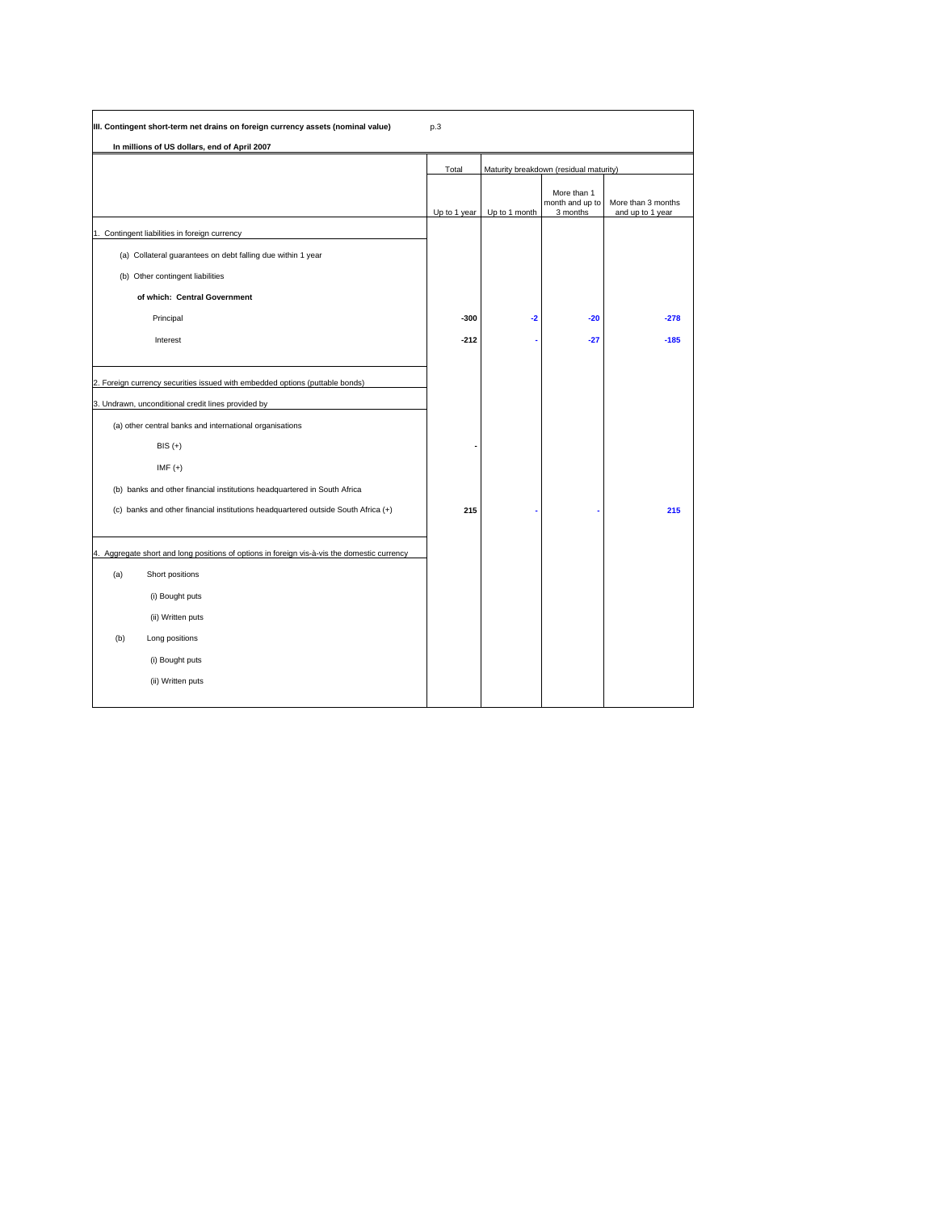**III. Contingent short-term net drains on foreign currency assets (nominal value)** p.3

**In millions of US dollars, end of April 2007**

| | Total | Maturity breakdown (residual maturity) | | |
|---|---|---|---|---|
| | Up to 1 year | Up to 1 month | More than 1 month and up to 3 months | More than 3 months and up to 1 year |
| 1. Contingent liabilities in foreign currency | | | | |
| (a) Collateral guarantees on debt falling due within 1 year | | | | |
| (b) Other contingent liabilities | | | | |
| **of which: Central Government** | | | | |
| Principal | **-300** | **-2** | **-20** | **-278** |
| Interest | **-212** | **-** | **-27** | **-185** |
| 2. Foreign currency securities issued with embedded options (puttable bonds) | | | | |
| 3. Undrawn, unconditional credit lines provided by | | | | |
| (a) other central banks and international organisations | | | | |
| BIS (+) | **-** | | | |
| IMF (+) | | | | |
| (b) banks and other financial institutions headquartered in South Africa | | | | |
| (c) banks and other financial institutions headquartered outside South Africa (+) | **215** | **-** | **-** | **215** |
| 4. Aggregate short and long positions of options in foreign vis-à-vis the domestic currency | | | | |
| (a) Short positions | | | | |
| (i) Bought puts | | | | |
| (ii) Written puts | | | | |
| (b) Long positions | | | | |
| (i) Bought puts | | | | |
| (ii) Written puts | | | | |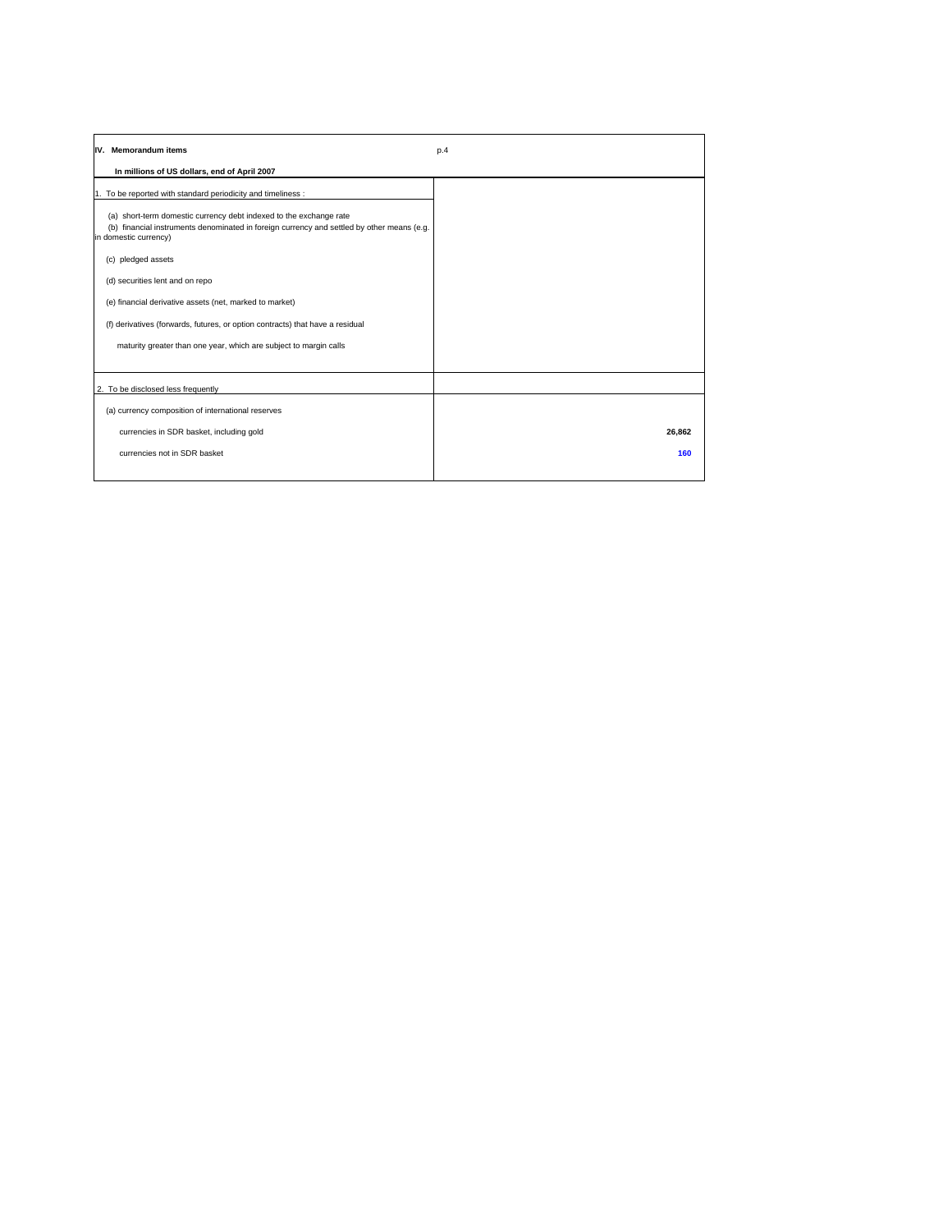| IV. Memorandum items | p.4 |
|---|---|
| **In millions of US dollars, end of April 2007** | |
| 1. To be reported with standard periodicity and timeliness : | |
| (a) short-term domestic currency debt indexed to the exchange rate | |
| (b) financial instruments denominated in foreign currency and settled by other means (e.g. in domestic currency) | |
| (c) pledged assets | |
| (d) securities lent and on repo | |
| (e) financial derivative assets (net, marked to market) | |
| (f) derivatives (forwards, futures, or option contracts) that have a residual maturity greater than one year, which are subject to margin calls | |
| 2. To be disclosed less frequently | |
| (a) currency composition of international reserves | |
| currencies in SDR basket, including gold | **26,862** |
| currencies not in SDR basket | **160** |